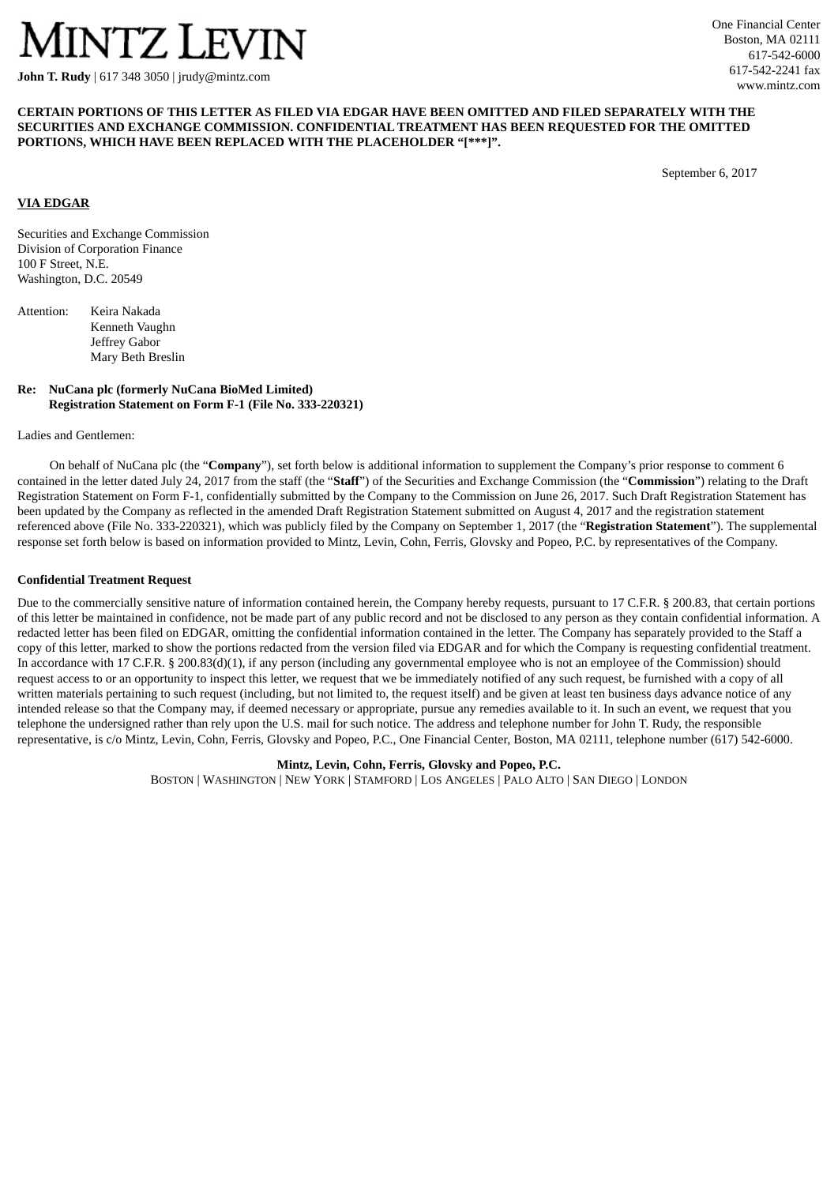# MINTZ LEVIN

**John T. Rudy** | 617 348 3050 | jrudy@mintz.com

One Financial Center
Boston, MA 02111
617-542-6000
617-542-2241 fax
www.mintz.com

**CERTAIN PORTIONS OF THIS LETTER AS FILED VIA EDGAR HAVE BEEN OMITTED AND FILED SEPARATELY WITH THE SECURITIES AND EXCHANGE COMMISSION. CONFIDENTIAL TREATMENT HAS BEEN REQUESTED FOR THE OMITTED PORTIONS, WHICH HAVE BEEN REPLACED WITH THE PLACEHOLDER "[***]".**

September 6, 2017

**VIA EDGAR**

Securities and Exchange Commission
Division of Corporation Finance
100 F Street, N.E.
Washington, D.C. 20549

Attention: Keira Nakada
Kenneth Vaughn
Jeffrey Gabor
Mary Beth Breslin

**Re: NuCana plc (formerly NuCana BioMed Limited)**
**Registration Statement on Form F-1 (File No. 333-220321)**

Ladies and Gentlemen:

On behalf of NuCana plc (the "**Company**"), set forth below is additional information to supplement the Company's prior response to comment 6 contained in the letter dated July 24, 2017 from the staff (the "**Staff**") of the Securities and Exchange Commission (the "**Commission**") relating to the Draft Registration Statement on Form F-1, confidentially submitted by the Company to the Commission on June 26, 2017. Such Draft Registration Statement has been updated by the Company as reflected in the amended Draft Registration Statement submitted on August 4, 2017 and the registration statement referenced above (File No. 333-220321), which was publicly filed by the Company on September 1, 2017 (the "**Registration Statement**"). The supplemental response set forth below is based on information provided to Mintz, Levin, Cohn, Ferris, Glovsky and Popeo, P.C. by representatives of the Company.

**Confidential Treatment Request**

Due to the commercially sensitive nature of information contained herein, the Company hereby requests, pursuant to 17 C.F.R. § 200.83, that certain portions of this letter be maintained in confidence, not be made part of any public record and not be disclosed to any person as they contain confidential information. A redacted letter has been filed on EDGAR, omitting the confidential information contained in the letter. The Company has separately provided to the Staff a copy of this letter, marked to show the portions redacted from the version filed via EDGAR and for which the Company is requesting confidential treatment. In accordance with 17 C.F.R. § 200.83(d)(1), if any person (including any governmental employee who is not an employee of the Commission) should request access to or an opportunity to inspect this letter, we request that we be immediately notified of any such request, be furnished with a copy of all written materials pertaining to such request (including, but not limited to, the request itself) and be given at least ten business days advance notice of any intended release so that the Company may, if deemed necessary or appropriate, pursue any remedies available to it. In such an event, we request that you telephone the undersigned rather than rely upon the U.S. mail for such notice. The address and telephone number for John T. Rudy, the responsible representative, is c/o Mintz, Levin, Cohn, Ferris, Glovsky and Popeo, P.C., One Financial Center, Boston, MA 02111, telephone number (617) 542-6000.

**Mintz, Levin, Cohn, Ferris, Glovsky and Popeo, P.C.**
BOSTON | WASHINGTON | NEW YORK | STAMFORD | LOS ANGELES | PALO ALTO | SAN DIEGO | LONDON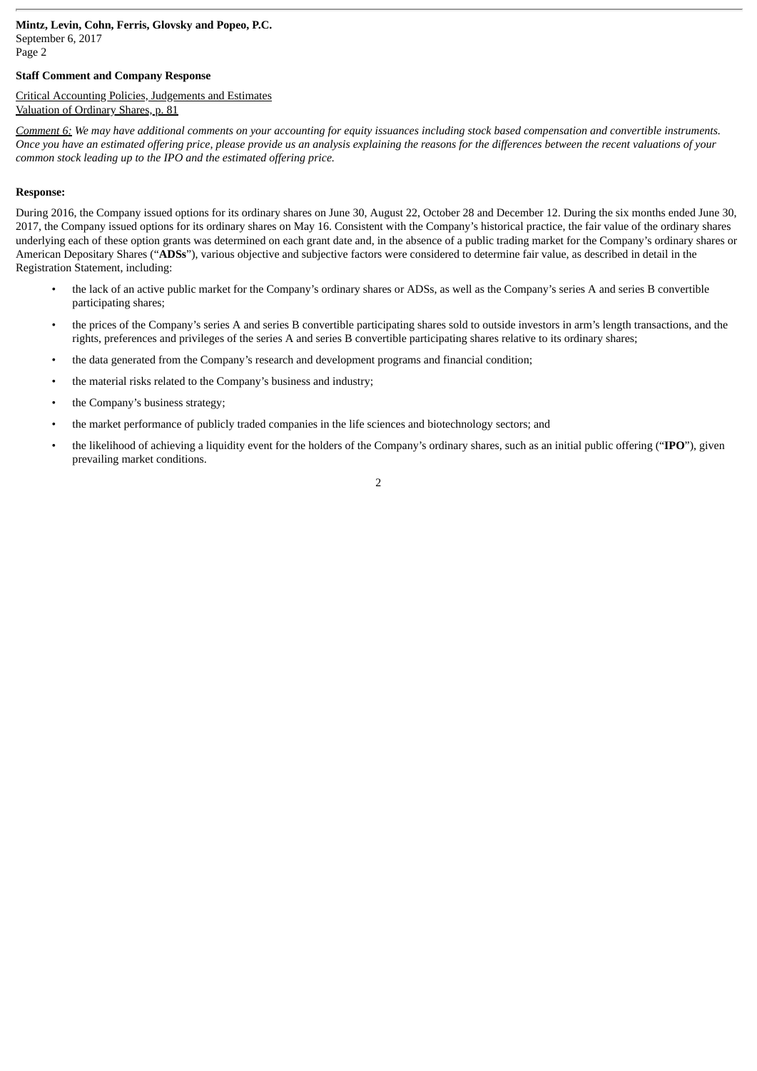**Staff Comment and Company Response**

Critical Accounting Policies, Judgements and Estimates
Valuation of Ordinary Shares, p. 81

*Comment 6: We may have additional comments on your accounting for equity issuances including stock based compensation and convertible instruments. Once you have an estimated offering price, please provide us an analysis explaining the reasons for the differences between the recent valuations of your common stock leading up to the IPO and the estimated offering price.*

**Response:**

During 2016, the Company issued options for its ordinary shares on June 30, August 22, October 28 and December 12. During the six months ended June 30, 2017, the Company issued options for its ordinary shares on May 16. Consistent with the Company's historical practice, the fair value of the ordinary shares underlying each of these option grants was determined on each grant date and, in the absence of a public trading market for the Company's ordinary shares or American Depositary Shares ("**ADSs**"), various objective and subjective factors were considered to determine fair value, as described in detail in the Registration Statement, including:

- the lack of an active public market for the Company's ordinary shares or ADSs, as well as the Company's series A and series B convertible participating shares;
- the prices of the Company's series A and series B convertible participating shares sold to outside investors in arm's length transactions, and the rights, preferences and privileges of the series A and series B convertible participating shares relative to its ordinary shares;
- the data generated from the Company's research and development programs and financial condition;
- the material risks related to the Company's business and industry;
- the Company's business strategy;
- the market performance of publicly traded companies in the life sciences and biotechnology sectors; and
- the likelihood of achieving a liquidity event for the holders of the Company's ordinary shares, such as an initial public offering ("**IPO**"), given prevailing market conditions.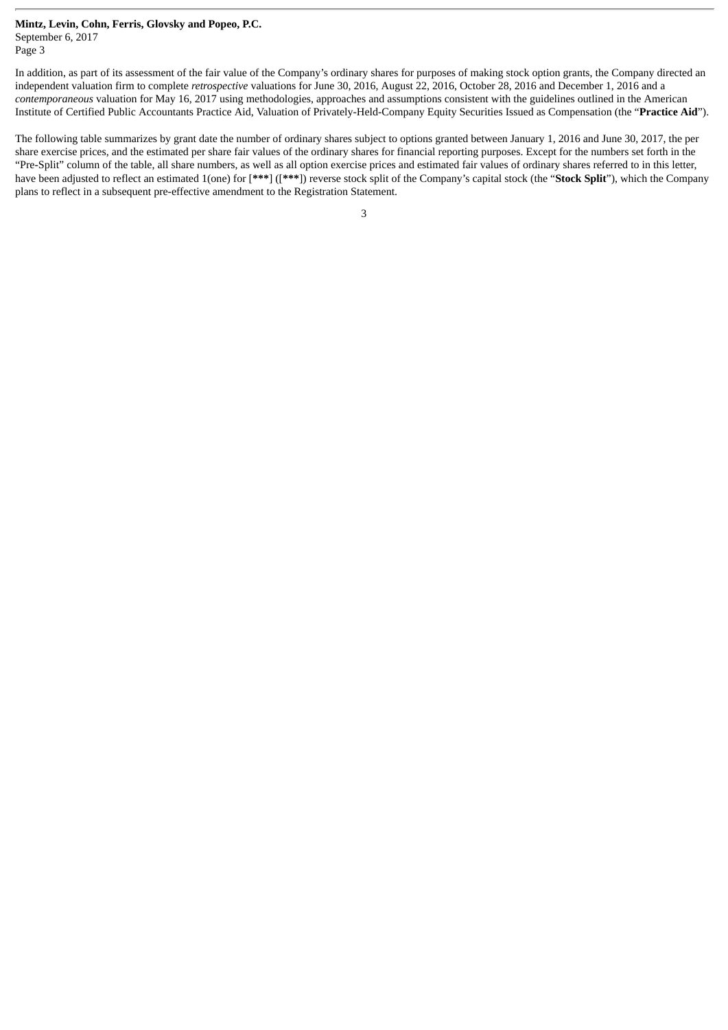In addition, as part of its assessment of the fair value of the Company's ordinary shares for purposes of making stock option grants, the Company directed an independent valuation firm to complete *retrospective* valuations for June 30, 2016, August 22, 2016, October 28, 2016 and December 1, 2016 and a *contemporaneous* valuation for May 16, 2017 using methodologies, approaches and assumptions consistent with the guidelines outlined in the American Institute of Certified Public Accountants Practice Aid, Valuation of Privately-Held-Company Equity Securities Issued as Compensation (the "**Practice Aid**").

The following table summarizes by grant date the number of ordinary shares subject to options granted between January 1, 2016 and June 30, 2017, the per share exercise prices, and the estimated per share fair values of the ordinary shares for financial reporting purposes. Except for the numbers set forth in the "Pre-Split" column of the table, all share numbers, as well as all option exercise prices and estimated fair values of ordinary shares referred to in this letter, have been adjusted to reflect an estimated 1(one) for [**\*\*\***] ([**\*\*\***]) reverse stock split of the Company's capital stock (the "**Stock Split**"), which the Company plans to reflect in a subsequent pre-effective amendment to the Registration Statement.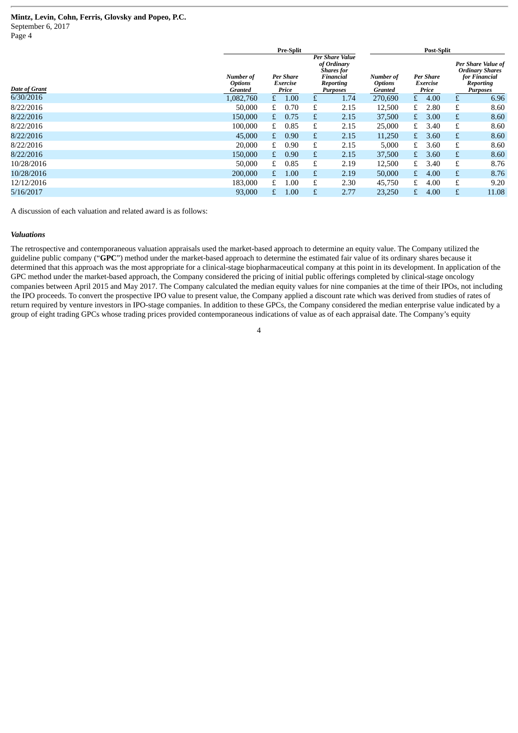**Mintz, Levin, Cohn, Ferris, Glovsky and Popeo, P.C.**
September 6, 2017
Page 4

| | Pre-Split | | | Post-Split | | |
|---|---|---|---|---|---|---|
| ***Date of Grant*** | ***Number of Options Granted*** | ***Per Share Exercise Price*** | ***Per Share Value of Ordinary Shares for Financial Reporting Purposes*** | ***Number of Options Granted*** | ***Per Share Exercise Price*** | ***Per Share Value of Ordinary Shares for Financial Reporting Purposes*** |
| 6/30/2016 | 1,082,760 | £ 1.00 | £ 1.74 | 270,690 | £ 4.00 | £ 6.96 |
| 8/22/2016 | 50,000 | £ 0.70 | £ 2.15 | 12,500 | £ 2.80 | £ 8.60 |
| 8/22/2016 | 150,000 | £ 0.75 | £ 2.15 | 37,500 | £ 3.00 | £ 8.60 |
| 8/22/2016 | 100,000 | £ 0.85 | £ 2.15 | 25,000 | £ 3.40 | £ 8.60 |
| 8/22/2016 | 45,000 | £ 0.90 | £ 2.15 | 11,250 | £ 3.60 | £ 8.60 |
| 8/22/2016 | 20,000 | £ 0.90 | £ 2.15 | 5,000 | £ 3.60 | £ 8.60 |
| 8/22/2016 | 150,000 | £ 0.90 | £ 2.15 | 37,500 | £ 3.60 | £ 8.60 |
| 10/28/2016 | 50,000 | £ 0.85 | £ 2.19 | 12,500 | £ 3.40 | £ 8.76 |
| 10/28/2016 | 200,000 | £ 1.00 | £ 2.19 | 50,000 | £ 4.00 | £ 8.76 |
| 12/12/2016 | 183,000 | £ 1.00 | £ 2.30 | 45,750 | £ 4.00 | £ 9.20 |
| 5/16/2017 | 93,000 | £ 1.00 | £ 2.77 | 23,250 | £ 4.00 | £ 11.08 |

A discussion of each valuation and related award is as follows:

***Valuations***

The retrospective and contemporaneous valuation appraisals used the market-based approach to determine an equity value. The Company utilized the guideline public company ("**GPC**") method under the market-based approach to determine the estimated fair value of its ordinary shares because it determined that this approach was the most appropriate for a clinical-stage biopharmaceutical company at this point in its development. In application of the GPC method under the market-based approach, the Company considered the pricing of initial public offerings completed by clinical-stage oncology companies between April 2015 and May 2017. The Company calculated the median equity values for nine companies at the time of their IPOs, not including the IPO proceeds. To convert the prospective IPO value to present value, the Company applied a discount rate which was derived from studies of rates of return required by venture investors in IPO-stage companies. In addition to these GPCs, the Company considered the median enterprise value indicated by a group of eight trading GPCs whose trading prices provided contemporaneous indications of value as of each appraisal date. The Company's equity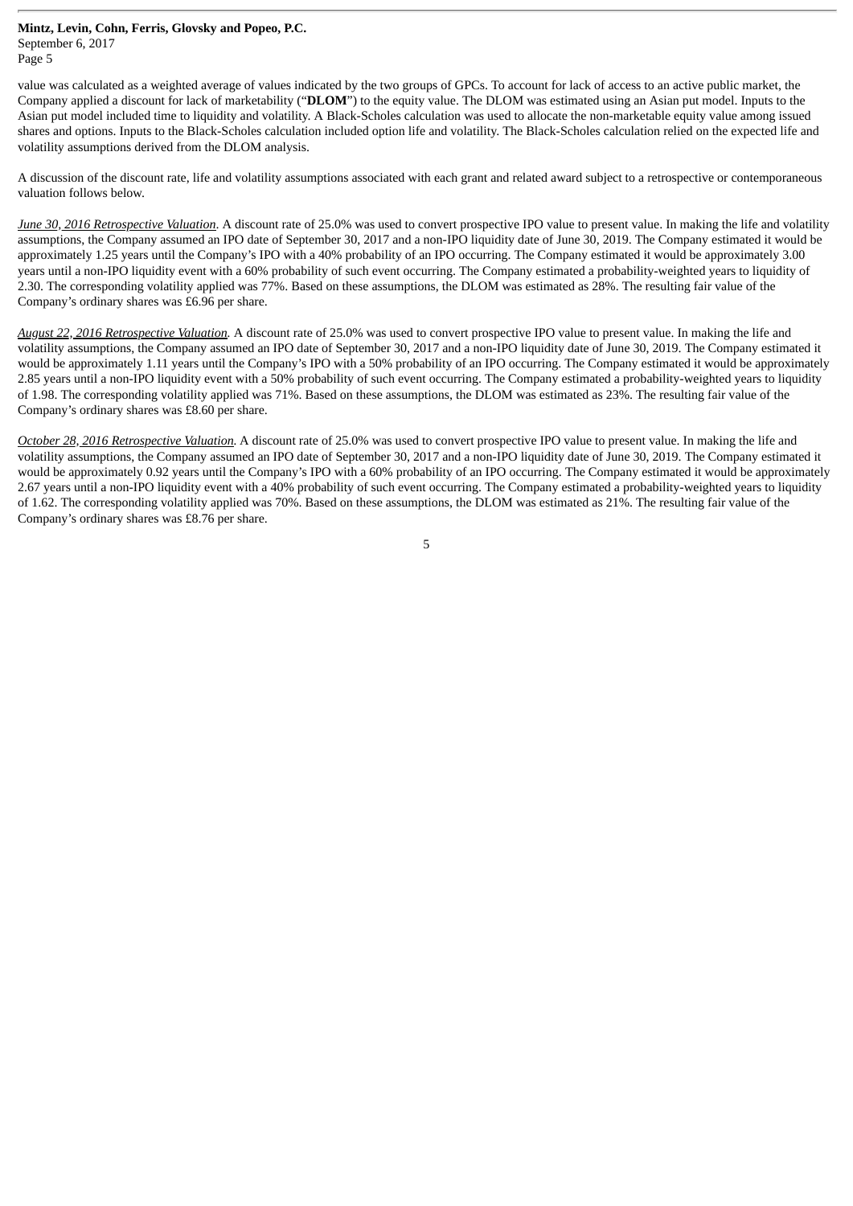value was calculated as a weighted average of values indicated by the two groups of GPCs. To account for lack of access to an active public market, the Company applied a discount for lack of marketability ("**DLOM**") to the equity value. The DLOM was estimated using an Asian put model. Inputs to the Asian put model included time to liquidity and volatility. A Black-Scholes calculation was used to allocate the non-marketable equity value among issued shares and options. Inputs to the Black-Scholes calculation included option life and volatility. The Black-Scholes calculation relied on the expected life and volatility assumptions derived from the DLOM analysis.

A discussion of the discount rate, life and volatility assumptions associated with each grant and related award subject to a retrospective or contemporaneous valuation follows below.

*June 30, 2016 Retrospective Valuation*. A discount rate of 25.0% was used to convert prospective IPO value to present value. In making the life and volatility assumptions, the Company assumed an IPO date of September 30, 2017 and a non-IPO liquidity date of June 30, 2019. The Company estimated it would be approximately 1.25 years until the Company's IPO with a 40% probability of an IPO occurring. The Company estimated it would be approximately 3.00 years until a non-IPO liquidity event with a 60% probability of such event occurring. The Company estimated a probability-weighted years to liquidity of 2.30. The corresponding volatility applied was 77%. Based on these assumptions, the DLOM was estimated as 28%. The resulting fair value of the Company's ordinary shares was £6.96 per share.

*August 22, 2016 Retrospective Valuation*. A discount rate of 25.0% was used to convert prospective IPO value to present value. In making the life and volatility assumptions, the Company assumed an IPO date of September 30, 2017 and a non-IPO liquidity date of June 30, 2019. The Company estimated it would be approximately 1.11 years until the Company's IPO with a 50% probability of an IPO occurring. The Company estimated it would be approximately 2.85 years until a non-IPO liquidity event with a 50% probability of such event occurring. The Company estimated a probability-weighted years to liquidity of 1.98. The corresponding volatility applied was 71%. Based on these assumptions, the DLOM was estimated as 23%. The resulting fair value of the Company's ordinary shares was £8.60 per share.

*October 28, 2016 Retrospective Valuation*. A discount rate of 25.0% was used to convert prospective IPO value to present value. In making the life and volatility assumptions, the Company assumed an IPO date of September 30, 2017 and a non-IPO liquidity date of June 30, 2019. The Company estimated it would be approximately 0.92 years until the Company's IPO with a 60% probability of an IPO occurring. The Company estimated it would be approximately 2.67 years until a non-IPO liquidity event with a 40% probability of such event occurring. The Company estimated a probability-weighted years to liquidity of 1.62. The corresponding volatility applied was 70%. Based on these assumptions, the DLOM was estimated as 21%. The resulting fair value of the Company's ordinary shares was £8.76 per share.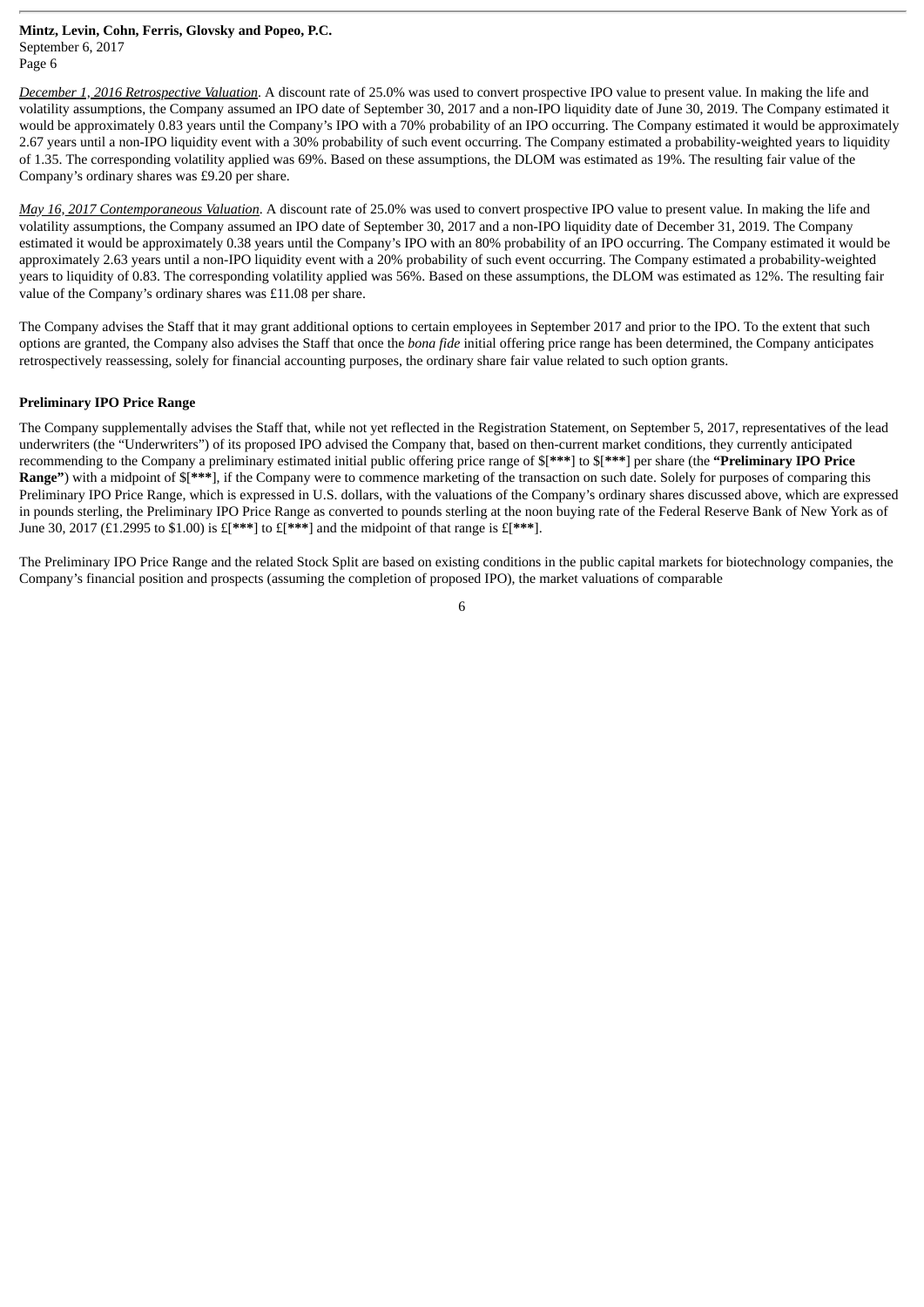*December 1, 2016 Retrospective Valuation*. A discount rate of 25.0% was used to convert prospective IPO value to present value. In making the life and volatility assumptions, the Company assumed an IPO date of September 30, 2017 and a non-IPO liquidity date of June 30, 2019. The Company estimated it would be approximately 0.83 years until the Company's IPO with a 70% probability of an IPO occurring. The Company estimated it would be approximately 2.67 years until a non-IPO liquidity event with a 30% probability of such event occurring. The Company estimated a probability-weighted years to liquidity of 1.35. The corresponding volatility applied was 69%. Based on these assumptions, the DLOM was estimated as 19%. The resulting fair value of the Company's ordinary shares was £9.20 per share.

*May 16, 2017 Contemporaneous Valuation*. A discount rate of 25.0% was used to convert prospective IPO value to present value. In making the life and volatility assumptions, the Company assumed an IPO date of September 30, 2017 and a non-IPO liquidity date of December 31, 2019. The Company estimated it would be approximately 0.38 years until the Company's IPO with an 80% probability of an IPO occurring. The Company estimated it would be approximately 2.63 years until a non-IPO liquidity event with a 20% probability of such event occurring. The Company estimated a probability-weighted years to liquidity of 0.83. The corresponding volatility applied was 56%. Based on these assumptions, the DLOM was estimated as 12%. The resulting fair value of the Company's ordinary shares was £11.08 per share.

The Company advises the Staff that it may grant additional options to certain employees in September 2017 and prior to the IPO. To the extent that such options are granted, the Company also advises the Staff that once the *bona fide* initial offering price range has been determined, the Company anticipates retrospectively reassessing, solely for financial accounting purposes, the ordinary share fair value related to such option grants.

**Preliminary IPO Price Range**

The Company supplementally advises the Staff that, while not yet reflected in the Registration Statement, on September 5, 2017, representatives of the lead underwriters (the "Underwriters") of its proposed IPO advised the Company that, based on then-current market conditions, they currently anticipated recommending to the Company a preliminary estimated initial public offering price range of $[**\*\*\***] to $[**\*\*\***] per share (the **"Preliminary IPO Price Range"**) with a midpoint of $[**\*\*\***], if the Company were to commence marketing of the transaction on such date. Solely for purposes of comparing this Preliminary IPO Price Range, which is expressed in U.S. dollars, with the valuations of the Company's ordinary shares discussed above, which are expressed in pounds sterling, the Preliminary IPO Price Range as converted to pounds sterling at the noon buying rate of the Federal Reserve Bank of New York as of June 30, 2017 (£1.2995 to $1.00) is £[**\*\*\***] to £[**\*\*\***] and the midpoint of that range is £[**\*\*\***].

The Preliminary IPO Price Range and the related Stock Split are based on existing conditions in the public capital markets for biotechnology companies, the Company's financial position and prospects (assuming the completion of proposed IPO), the market valuations of comparable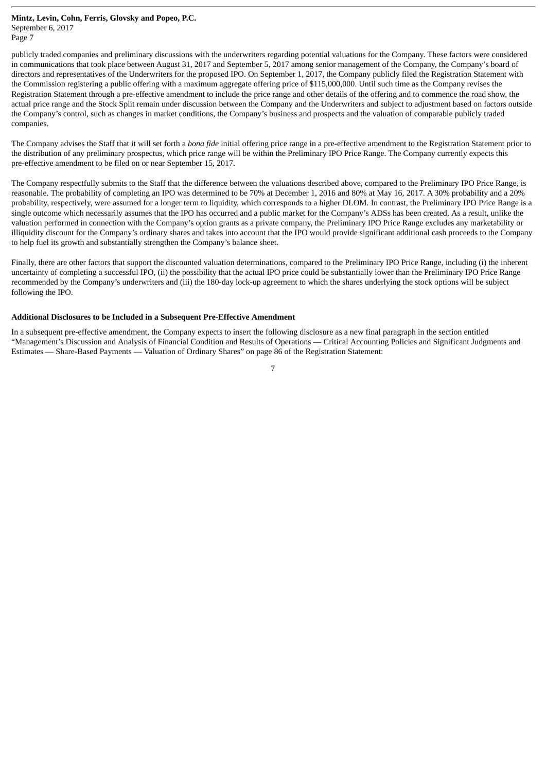publicly traded companies and preliminary discussions with the underwriters regarding potential valuations for the Company. These factors were considered in communications that took place between August 31, 2017 and September 5, 2017 among senior management of the Company, the Company's board of directors and representatives of the Underwriters for the proposed IPO. On September 1, 2017, the Company publicly filed the Registration Statement with the Commission registering a public offering with a maximum aggregate offering price of $115,000,000. Until such time as the Company revises the Registration Statement through a pre-effective amendment to include the price range and other details of the offering and to commence the road show, the actual price range and the Stock Split remain under discussion between the Company and the Underwriters and subject to adjustment based on factors outside the Company's control, such as changes in market conditions, the Company's business and prospects and the valuation of comparable publicly traded companies.

The Company advises the Staff that it will set forth a *bona fide* initial offering price range in a pre-effective amendment to the Registration Statement prior to the distribution of any preliminary prospectus, which price range will be within the Preliminary IPO Price Range. The Company currently expects this pre-effective amendment to be filed on or near September 15, 2017.

The Company respectfully submits to the Staff that the difference between the valuations described above, compared to the Preliminary IPO Price Range, is reasonable. The probability of completing an IPO was determined to be 70% at December 1, 2016 and 80% at May 16, 2017. A 30% probability and a 20% probability, respectively, were assumed for a longer term to liquidity, which corresponds to a higher DLOM. In contrast, the Preliminary IPO Price Range is a single outcome which necessarily assumes that the IPO has occurred and a public market for the Company's ADSs has been created. As a result, unlike the valuation performed in connection with the Company's option grants as a private company, the Preliminary IPO Price Range excludes any marketability or illiquidity discount for the Company's ordinary shares and takes into account that the IPO would provide significant additional cash proceeds to the Company to help fuel its growth and substantially strengthen the Company's balance sheet.

Finally, there are other factors that support the discounted valuation determinations, compared to the Preliminary IPO Price Range, including (i) the inherent uncertainty of completing a successful IPO, (ii) the possibility that the actual IPO price could be substantially lower than the Preliminary IPO Price Range recommended by the Company's underwriters and (iii) the 180-day lock-up agreement to which the shares underlying the stock options will be subject following the IPO.

**Additional Disclosures to be Included in a Subsequent Pre-Effective Amendment**

In a subsequent pre-effective amendment, the Company expects to insert the following disclosure as a new final paragraph in the section entitled "Management's Discussion and Analysis of Financial Condition and Results of Operations — Critical Accounting Policies and Significant Judgments and Estimates — Share-Based Payments — Valuation of Ordinary Shares" on page 86 of the Registration Statement: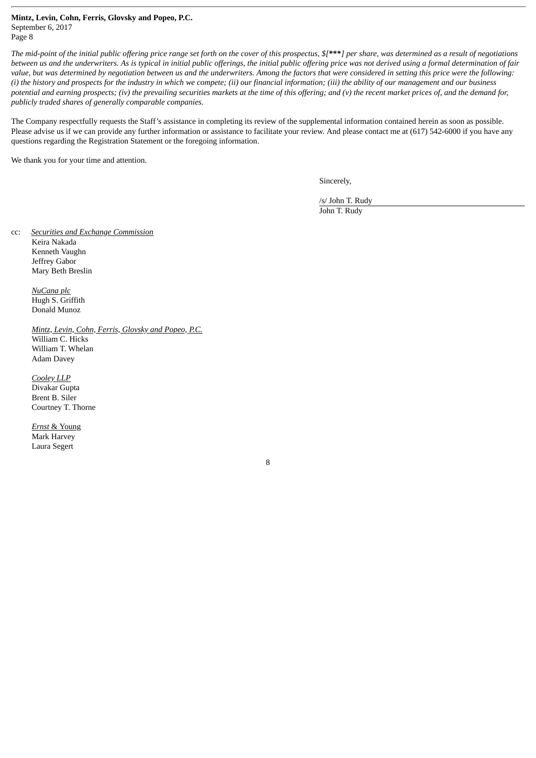The mid-point of the initial public offering price range set forth on the cover of this prospectus, $[***] per share, was determined as a result of negotiations between us and the underwriters. As is typical in initial public offerings, the initial public offering price was not derived using a formal determination of fair value, but was determined by negotiation between us and the underwriters. Among the factors that were considered in setting this price were the following: (i) the history and prospects for the industry in which we compete; (ii) our financial information; (iii) the ability of our management and our business potential and earning prospects; (iv) the prevailing securities markets at the time of this offering; and (v) the recent market prices of, and the demand for, publicly traded shares of generally comparable companies.*

The Company respectfully requests the Staff's assistance in completing its review of the supplemental information contained herein as soon as possible. Please advise us if we can provide any further information or assistance to facilitate your review. And please contact me at (617) 542-6000 if you have any questions regarding the Registration Statement or the foregoing information.

We thank you for your time and attention.

Sincerely,

/s/ John T. Rudy
John T. Rudy

cc: *Securities and Exchange Commission*
Keira Nakada
Kenneth Vaughn
Jeffrey Gabor
Mary Beth Breslin

*NuCana plc*
Hugh S. Griffith
Donald Munoz

*Mintz, Levin, Cohn, Ferris, Glovsky and Popeo, P.C.*
William C. Hicks
William T. Whelan
Adam Davey

*Cooley LLP*
Divakar Gupta
Brent B. Siler
Courtney T. Thorne

*Ernst* & Young
Mark Harvey
Laura Segert